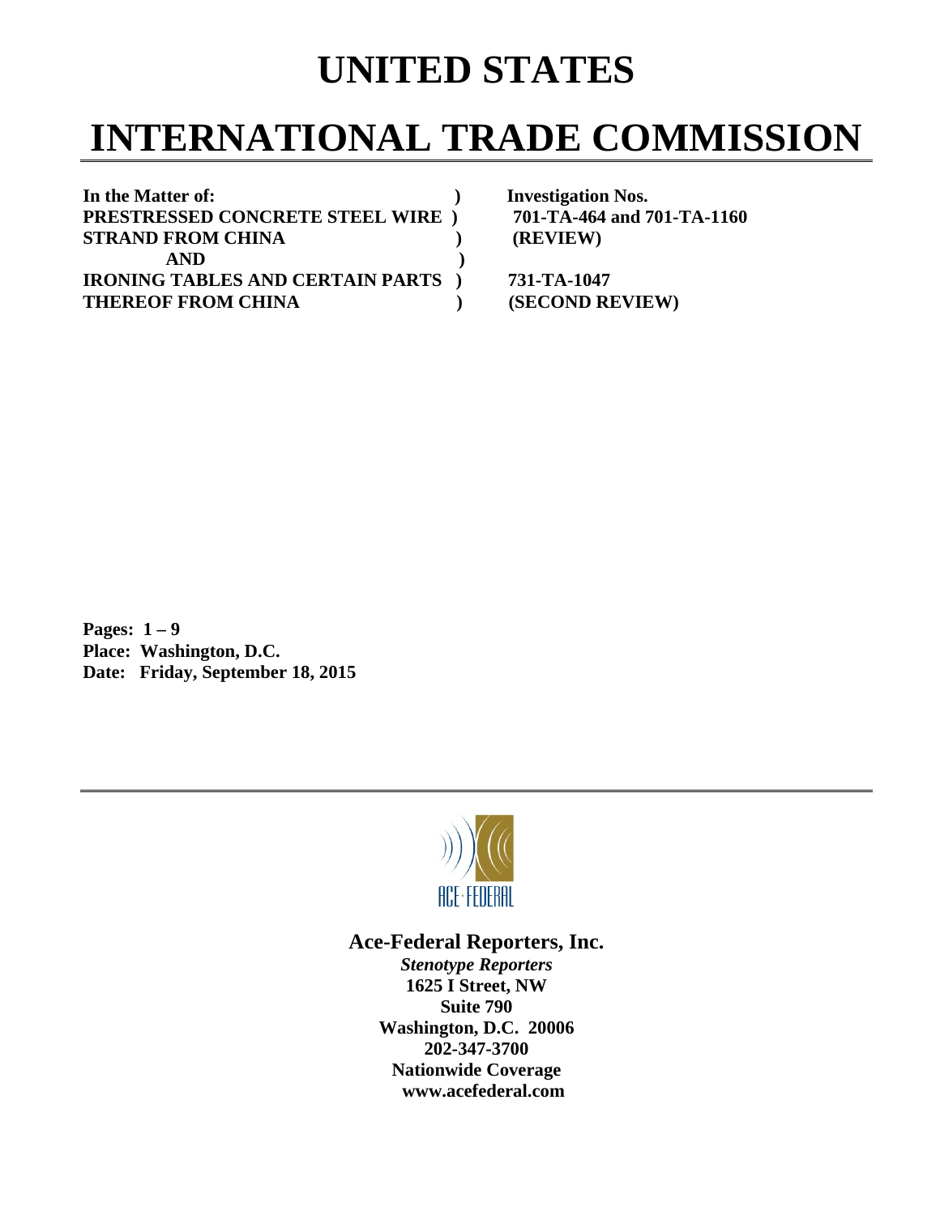# UNITED STATES

# INTERNATIONAL TRADE COMMISSION

| | | |
|---|---|---|
| **In the Matter of:** | **)** | **Investigation Nos.** |
| **PRESTRESSED CONCRETE STEEL WIRE** | **)** | **701-TA-464 and 701-TA-1160** |
| **STRAND FROM CHINA** | **)** | **(REVIEW)** |
| **AND** | **)** | |
| **IRONING TABLES AND CERTAIN PARTS** | **)** | **731-TA-1047** |
| **THEREOF FROM CHINA** | **)** | **(SECOND REVIEW)** |

**Pages: 1 – 9**
**Place: Washington, D.C.**
**Date: Friday, September 18, 2015**

---

ACE·FEDERAL

**Ace-Federal Reporters, Inc.**
***Stenotype Reporters***
**1625 I Street, NW**
**Suite 790**
**Washington, D.C. 20006**
**202-347-3700**
**Nationwide Coverage**
**www.acefederal.com**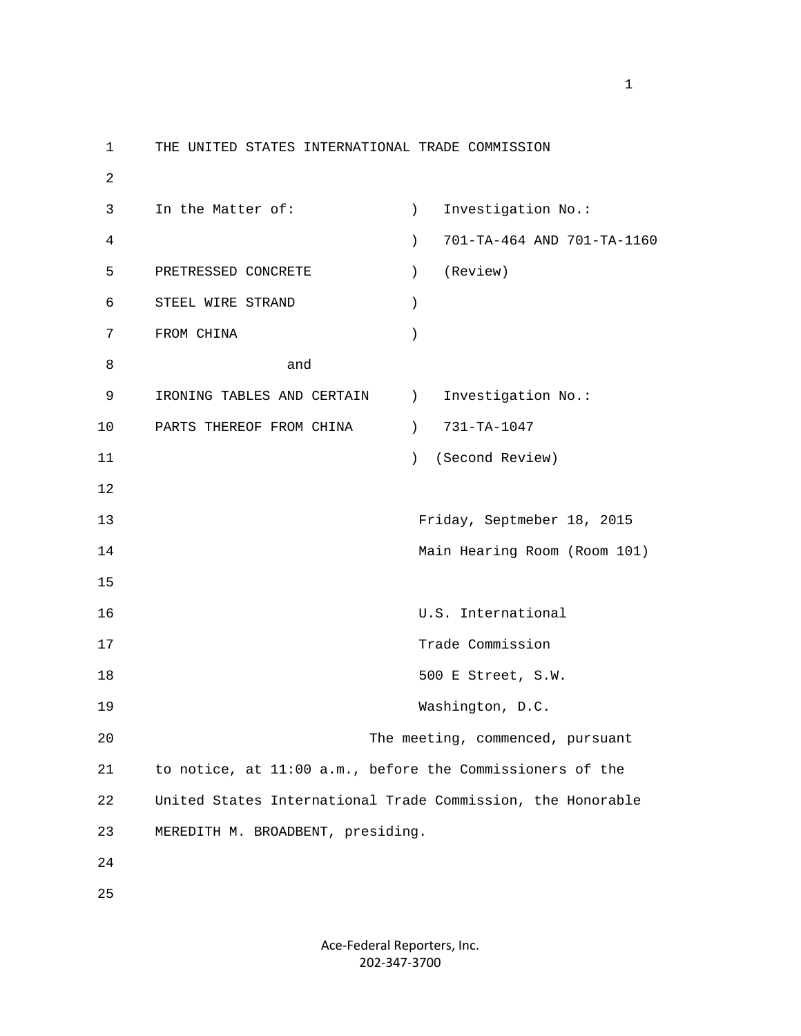THE UNITED STATES INTERNATIONAL TRADE COMMISSION

| In the Matter of: | ) | Investigation No.: |
|---|---|---|
| | ) | 701-TA-464 AND 701-TA-1160 |
| PRETRESSED CONCRETE | ) | (Review) |
| STEEL WIRE STRAND | ) | |
| FROM CHINA | ) | |
| and | | |
| IRONING TABLES AND CERTAIN | ) | Investigation No.: |
| PARTS THEREOF FROM CHINA | ) | 731-TA-1047 |
| | ) | (Second Review) |

Friday, Septmeber 18, 2015

Main Hearing Room (Room 101)

U.S. International

Trade Commission

500 E Street, S.W.

Washington, D.C.

The meeting, commenced, pursuant to notice, at 11:00 a.m., before the Commissioners of the United States International Trade Commission, the Honorable MEREDITH M. BROADBENT, presiding.

Ace-Federal Reporters, Inc.
202-347-3700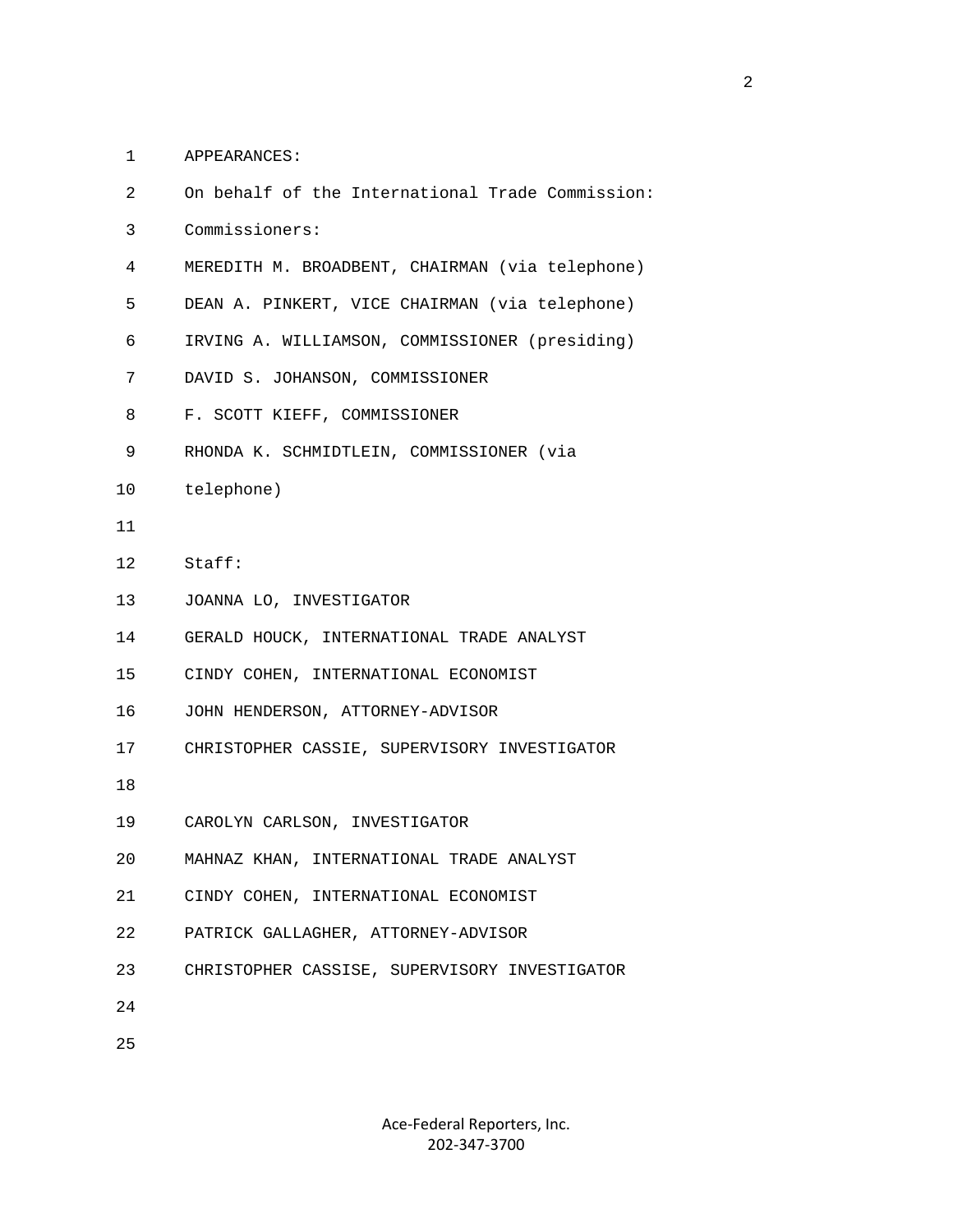APPEARANCES:

On behalf of the International Trade Commission:

Commissioners:

MEREDITH M. BROADBENT, CHAIRMAN (via telephone)

DEAN A. PINKERT, VICE CHAIRMAN (via telephone)

IRVING A. WILLIAMSON, COMMISSIONER (presiding)

DAVID S. JOHANSON, COMMISSIONER

F. SCOTT KIEFF, COMMISSIONER

RHONDA K. SCHMIDTLEIN, COMMISSIONER (via telephone)

Staff:

JOANNA LO, INVESTIGATOR

GERALD HOUCK, INTERNATIONAL TRADE ANALYST

CINDY COHEN, INTERNATIONAL ECONOMIST

JOHN HENDERSON, ATTORNEY-ADVISOR

CHRISTOPHER CASSIE, SUPERVISORY INVESTIGATOR

CAROLYN CARLSON, INVESTIGATOR

MAHNAZ KHAN, INTERNATIONAL TRADE ANALYST

CINDY COHEN, INTERNATIONAL ECONOMIST

PATRICK GALLAGHER, ATTORNEY-ADVISOR

CHRISTOPHER CASSISE, SUPERVISORY INVESTIGATOR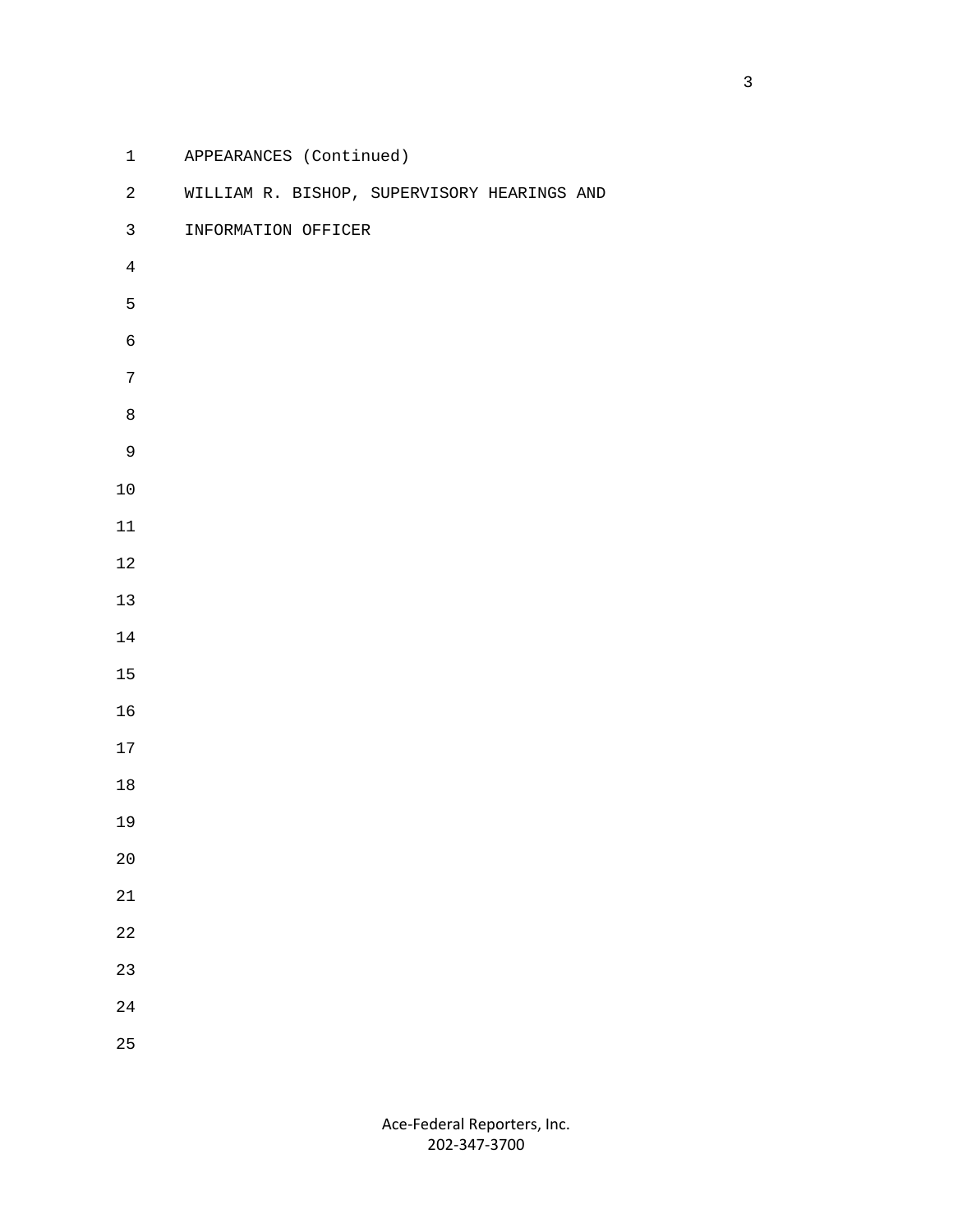APPEARANCES (Continued)

WILLIAM R. BISHOP, SUPERVISORY HEARINGS AND INFORMATION OFFICER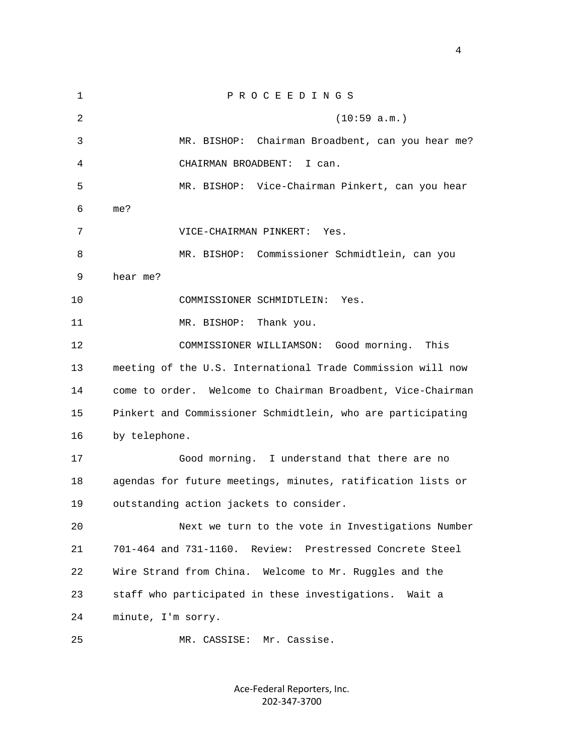P R O C E E D I N G S

(10:59 a.m.)

MR. BISHOP: Chairman Broadbent, can you hear me?

CHAIRMAN BROADBENT: I can.

MR. BISHOP: Vice-Chairman Pinkert, can you hear me?

VICE-CHAIRMAN PINKERT: Yes.

MR. BISHOP: Commissioner Schmidtlein, can you hear me?

COMMISSIONER SCHMIDTLEIN: Yes.

MR. BISHOP: Thank you.

COMMISSIONER WILLIAMSON: Good morning. This meeting of the U.S. International Trade Commission will now come to order. Welcome to Chairman Broadbent, Vice-Chairman Pinkert and Commissioner Schmidtlein, who are participating by telephone.

Good morning. I understand that there are no agendas for future meetings, minutes, ratification lists or outstanding action jackets to consider.

Next we turn to the vote in Investigations Number 701-464 and 731-1160. Review: Prestressed Concrete Steel Wire Strand from China. Welcome to Mr. Ruggles and the staff who participated in these investigations. Wait a minute, I'm sorry.

MR. CASSISE: Mr. Cassise.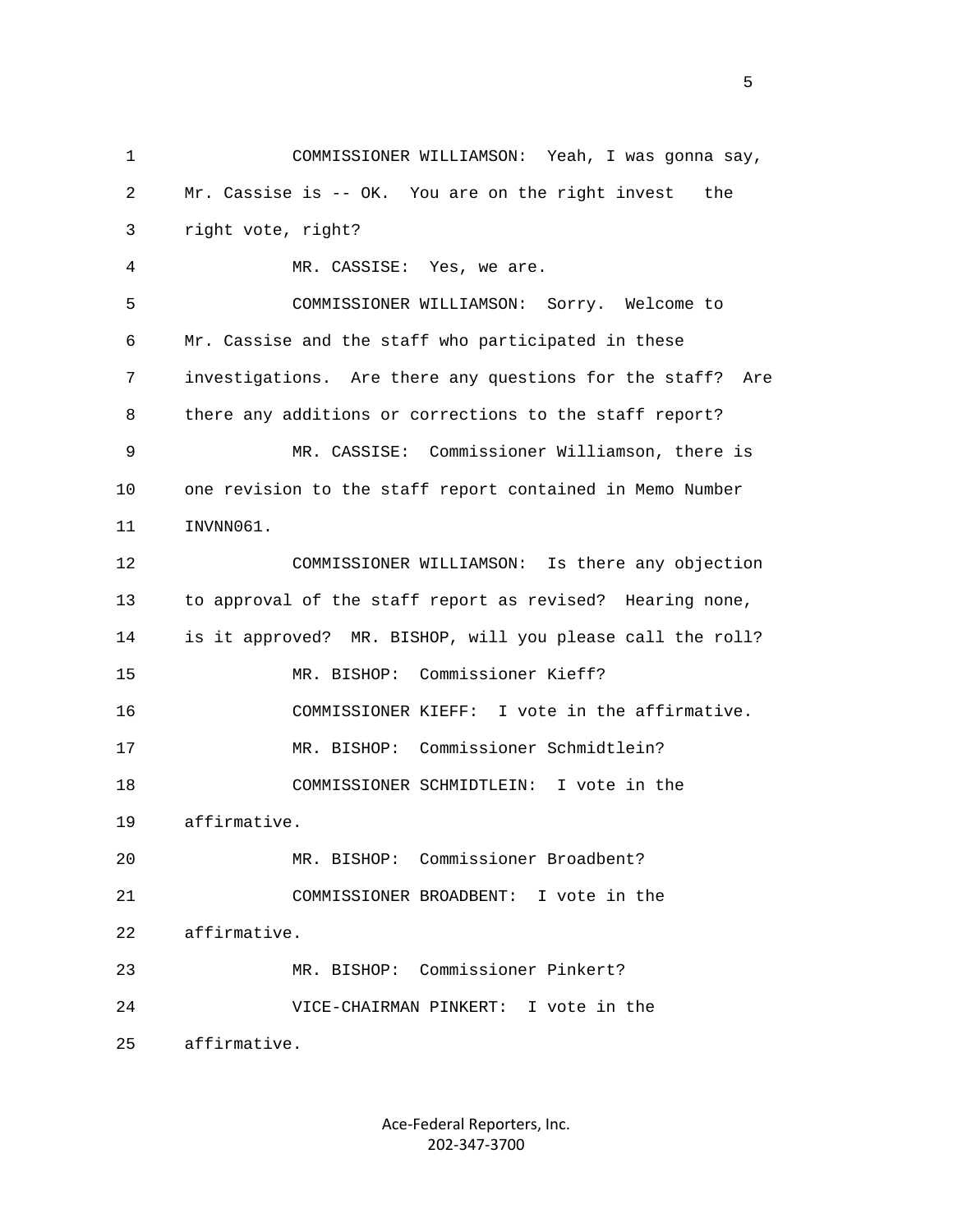COMMISSIONER WILLIAMSON: Yeah, I was gonna say, Mr. Cassise is -- OK. You are on the right invest the right vote, right?

MR. CASSISE: Yes, we are.

COMMISSIONER WILLIAMSON: Sorry. Welcome to Mr. Cassise and the staff who participated in these investigations. Are there any questions for the staff? Are there any additions or corrections to the staff report?

MR. CASSISE: Commissioner Williamson, there is one revision to the staff report contained in Memo Number INVNN061.

COMMISSIONER WILLIAMSON: Is there any objection to approval of the staff report as revised? Hearing none, is it approved? MR. BISHOP, will you please call the roll?

MR. BISHOP: Commissioner Kieff?

COMMISSIONER KIEFF: I vote in the affirmative.

MR. BISHOP: Commissioner Schmidtlein?

COMMISSIONER SCHMIDTLEIN: I vote in the affirmative.

MR. BISHOP: Commissioner Broadbent?

COMMISSIONER BROADBENT: I vote in the affirmative.

MR. BISHOP: Commissioner Pinkert?

VICE-CHAIRMAN PINKERT: I vote in the affirmative.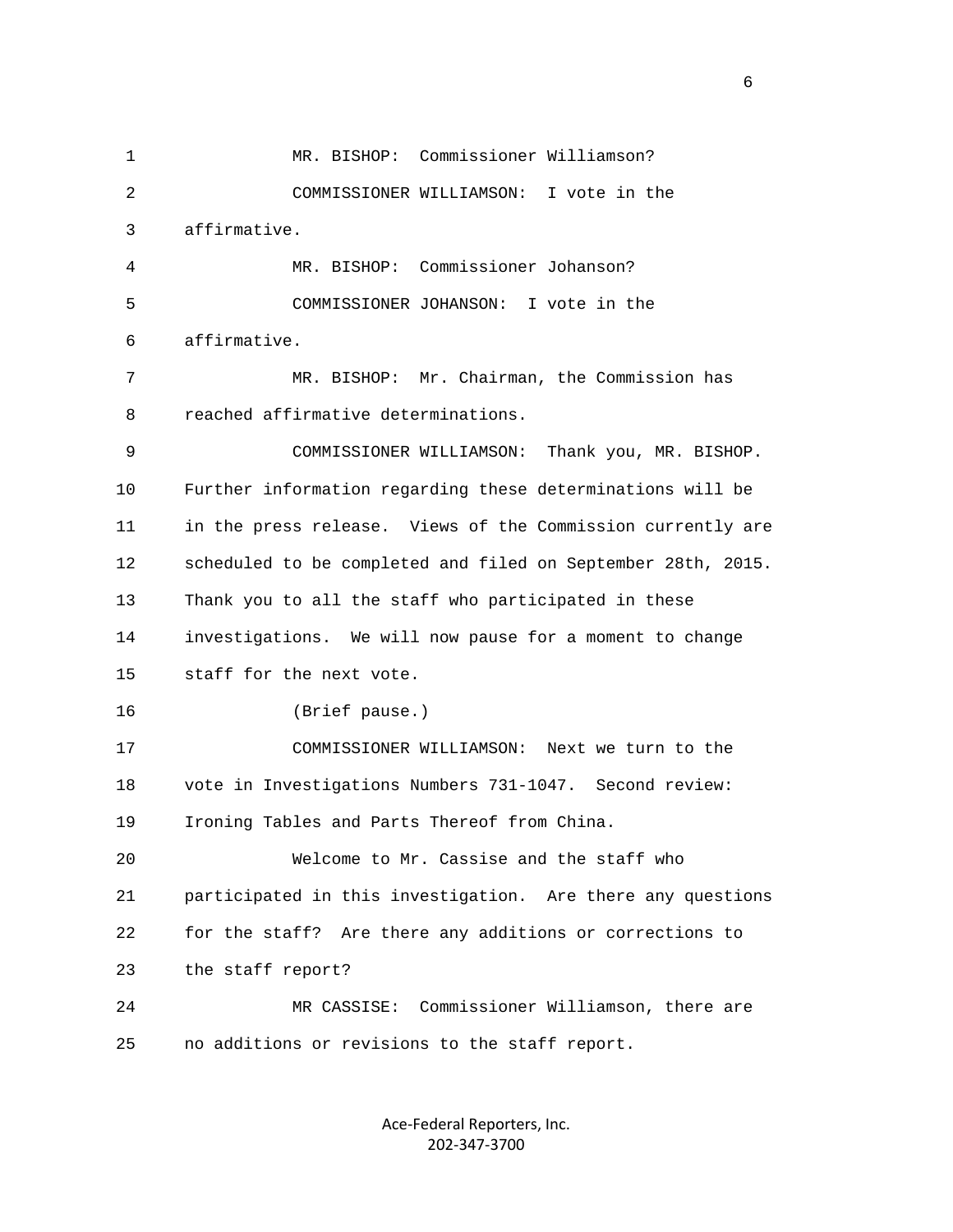MR. BISHOP: Commissioner Williamson?

COMMISSIONER WILLIAMSON: I vote in the affirmative.

MR. BISHOP: Commissioner Johanson?

COMMISSIONER JOHANSON: I vote in the affirmative.

MR. BISHOP: Mr. Chairman, the Commission has reached affirmative determinations.

COMMISSIONER WILLIAMSON: Thank you, MR. BISHOP. Further information regarding these determinations will be in the press release. Views of the Commission currently are scheduled to be completed and filed on September 28th, 2015. Thank you to all the staff who participated in these investigations. We will now pause for a moment to change staff for the next vote.

(Brief pause.)

COMMISSIONER WILLIAMSON: Next we turn to the vote in Investigations Numbers 731-1047. Second review: Ironing Tables and Parts Thereof from China.

Welcome to Mr. Cassise and the staff who participated in this investigation. Are there any questions for the staff? Are there any additions or corrections to the staff report?

MR CASSISE: Commissioner Williamson, there are no additions or revisions to the staff report.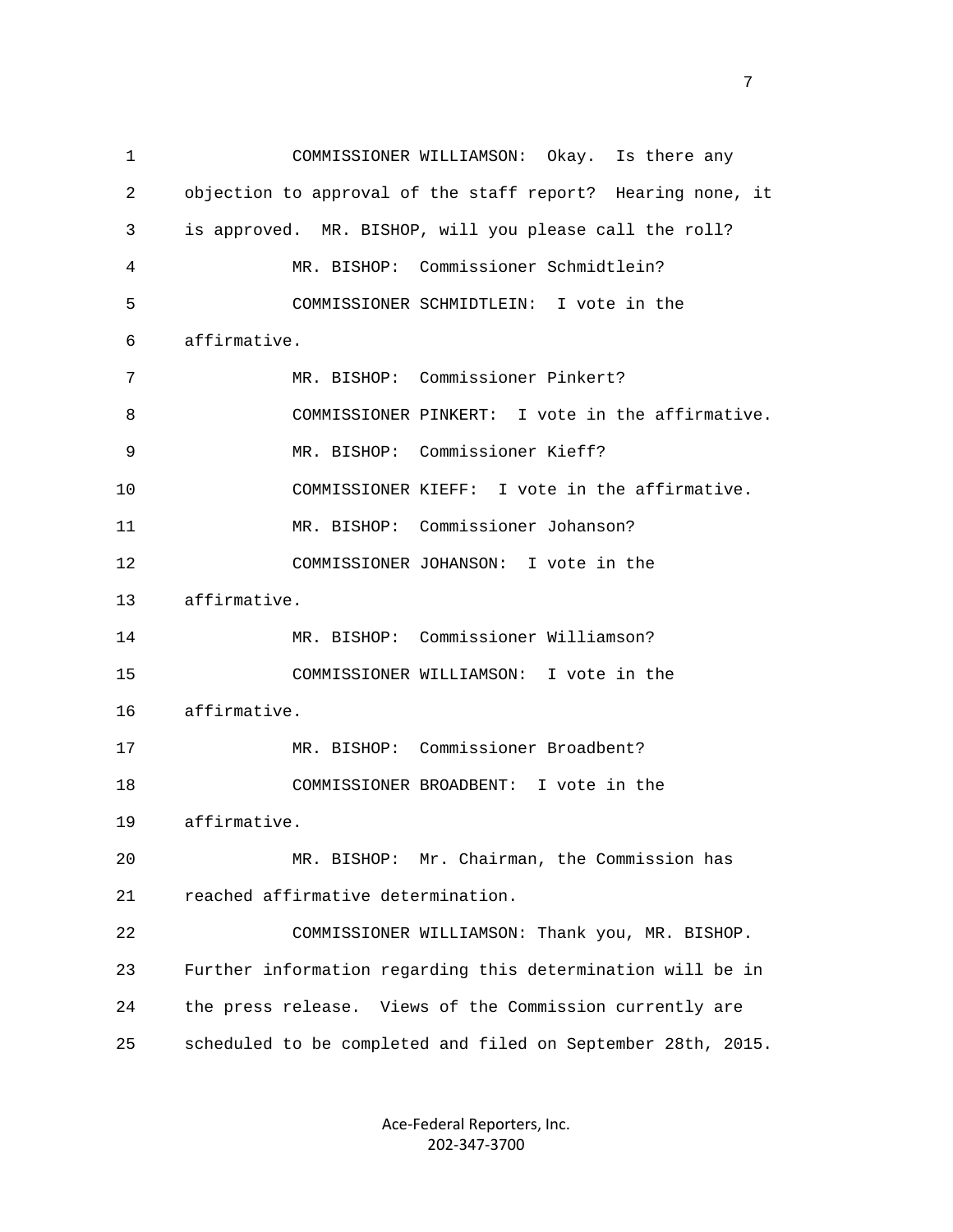COMMISSIONER WILLIAMSON: Okay. Is there any objection to approval of the staff report? Hearing none, it is approved. MR. BISHOP, will you please call the roll?

MR. BISHOP: Commissioner Schmidtlein?

COMMISSIONER SCHMIDTLEIN: I vote in the affirmative.

MR. BISHOP: Commissioner Pinkert?

COMMISSIONER PINKERT: I vote in the affirmative.

MR. BISHOP: Commissioner Kieff?

COMMISSIONER KIEFF: I vote in the affirmative.

MR. BISHOP: Commissioner Johanson?

COMMISSIONER JOHANSON: I vote in the affirmative.

MR. BISHOP: Commissioner Williamson?

COMMISSIONER WILLIAMSON: I vote in the affirmative.

MR. BISHOP: Commissioner Broadbent?

COMMISSIONER BROADBENT: I vote in the affirmative.

MR. BISHOP: Mr. Chairman, the Commission has reached affirmative determination.

COMMISSIONER WILLIAMSON: Thank you, MR. BISHOP. Further information regarding this determination will be in the press release. Views of the Commission currently are scheduled to be completed and filed on September 28th, 2015.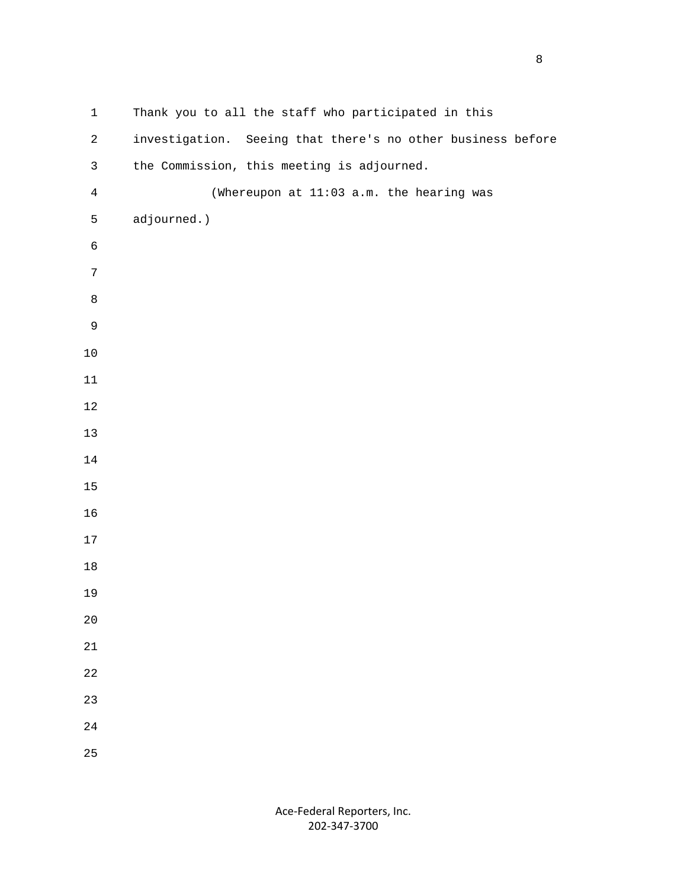Thank you to all the staff who participated in this investigation. Seeing that there's no other business before the Commission, this meeting is adjourned.

(Whereupon at 11:03 a.m. the hearing was adjourned.)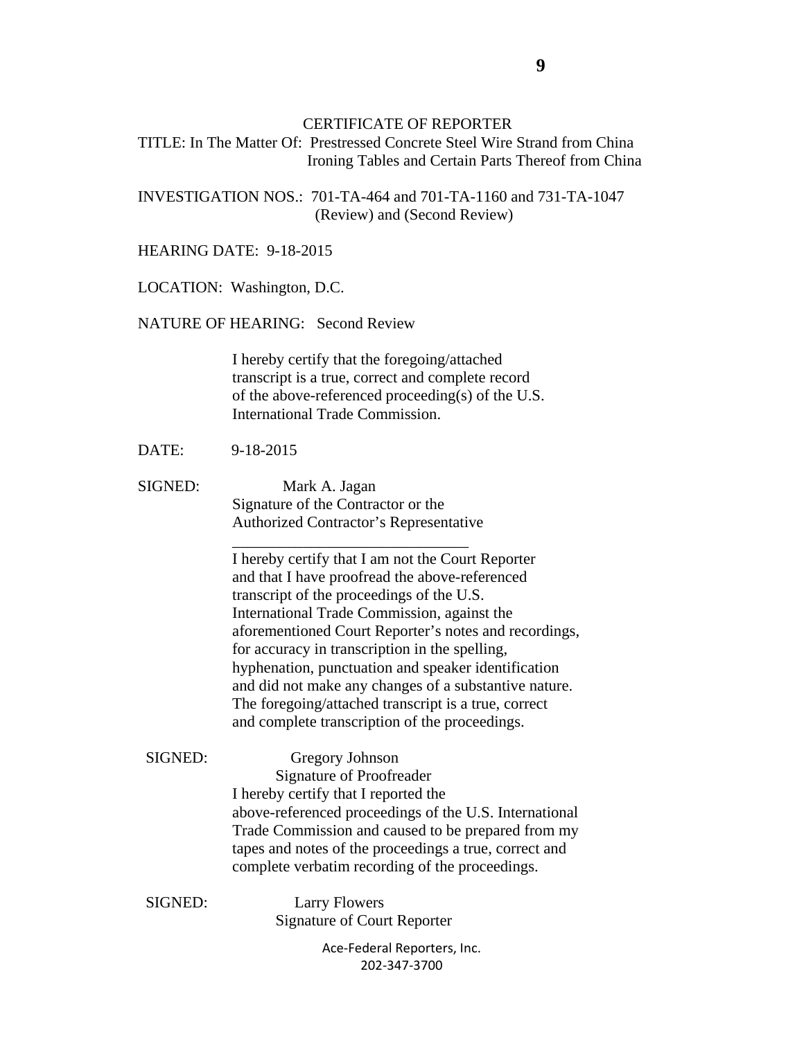# CERTIFICATE OF REPORTER

TITLE: In The Matter Of: Prestressed Concrete Steel Wire Strand from China
Ironing Tables and Certain Parts Thereof from China

INVESTIGATION NOS.: 701-TA-464 and 701-TA-1160 and 731-TA-1047
(Review) and (Second Review)

HEARING DATE: 9-18-2015

LOCATION: Washington, D.C.

NATURE OF HEARING: Second Review

I hereby certify that the foregoing/attached transcript is a true, correct and complete record of the above-referenced proceeding(s) of the U.S. International Trade Commission.

DATE: 9-18-2015

SIGNED: Mark A. Jagan
Signature of the Contractor or the Authorized Contractor's Representative

______________________________

I hereby certify that I am not the Court Reporter and that I have proofread the above-referenced transcript of the proceedings of the U.S. International Trade Commission, against the aforementioned Court Reporter's notes and recordings, for accuracy in transcription in the spelling, hyphenation, punctuation and speaker identification and did not make any changes of a substantive nature. The foregoing/attached transcript is a true, correct and complete transcription of the proceedings.

SIGNED: Gregory Johnson
Signature of Proofreader

I hereby certify that I reported the above-referenced proceedings of the U.S. International Trade Commission and caused to be prepared from my tapes and notes of the proceedings a true, correct and complete verbatim recording of the proceedings.

SIGNED: Larry Flowers
Signature of Court Reporter

Ace-Federal Reporters, Inc.
202-347-3700